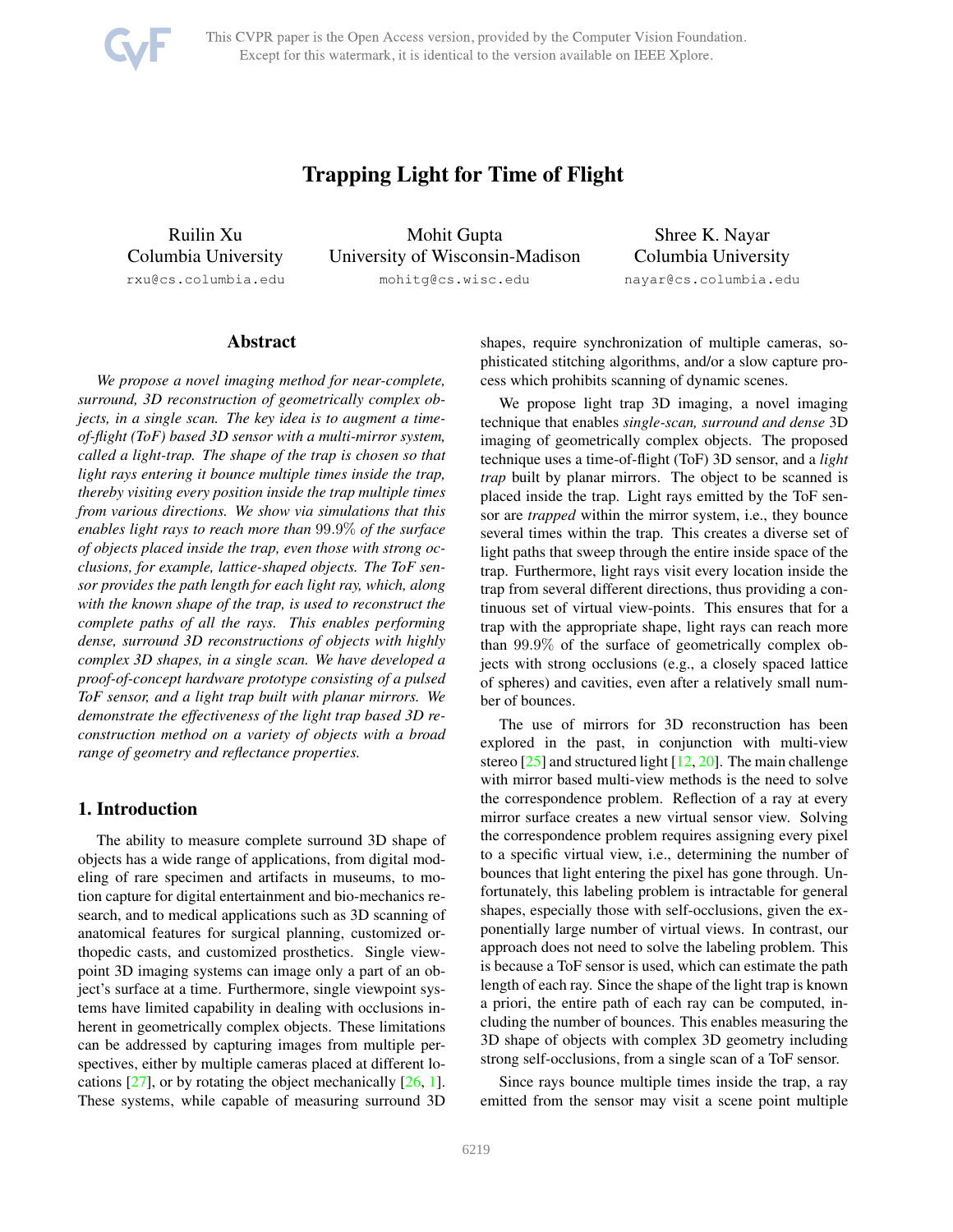# Trapping Light for Time of Flight

Ruilin Xu
Columbia University
rxu@cs.columbia.edu

Mohit Gupta
University of Wisconsin-Madison
mohitg@cs.wisc.edu

Shree K. Nayar
Columbia University
nayar@cs.columbia.edu

## Abstract

*We propose a novel imaging method for near-complete, surround, 3D reconstruction of geometrically complex objects, in a single scan. The key idea is to augment a time-of-flight (ToF) based 3D sensor with a multi-mirror system, called a light-trap. The shape of the trap is chosen so that light rays entering it bounce multiple times inside the trap, thereby visiting every position inside the trap multiple times from various directions. We show via simulations that this enables light rays to reach more than $99.9\%$ of the surface of objects placed inside the trap, even those with strong occlusions, for example, lattice-shaped objects. The ToF sensor provides the path length for each light ray, which, along with the known shape of the trap, is used to reconstruct the complete paths of all the rays. This enables performing dense, surround 3D reconstructions of objects with highly complex 3D shapes, in a single scan. We have developed a proof-of-concept hardware prototype consisting of a pulsed ToF sensor, and a light trap built with planar mirrors. We demonstrate the effectiveness of the light trap based 3D reconstruction method on a variety of objects with a broad range of geometry and reflectance properties.*

## 1. Introduction

The ability to measure complete surround 3D shape of objects has a wide range of applications, from digital modeling of rare specimen and artifacts in museums, to motion capture for digital entertainment and bio-mechanics research, and to medical applications such as 3D scanning of anatomical features for surgical planning, customized orthopedic casts, and customized prosthetics. Single viewpoint 3D imaging systems can image only a part of an object's surface at a time. Furthermore, single viewpoint systems have limited capability in dealing with occlusions inherent in geometrically complex objects. These limitations can be addressed by capturing images from multiple perspectives, either by multiple cameras placed at different locations [27], or by rotating the object mechanically [26, 1]. These systems, while capable of measuring surround 3D shapes, require synchronization of multiple cameras, sophisticated stitching algorithms, and/or a slow capture process which prohibits scanning of dynamic scenes.

We propose light trap 3D imaging, a novel imaging technique that enables *single-scan, surround and dense* 3D imaging of geometrically complex objects. The proposed technique uses a time-of-flight (ToF) 3D sensor, and a *light trap* built by planar mirrors. The object to be scanned is placed inside the trap. Light rays emitted by the ToF sensor are *trapped* within the mirror system, i.e., they bounce several times within the trap. This creates a diverse set of light paths that sweep through the entire inside space of the trap. Furthermore, light rays visit every location inside the trap from several different directions, thus providing a continuous set of virtual view-points. This ensures that for a trap with the appropriate shape, light rays can reach more than $99.9\%$ of the surface of geometrically complex objects with strong occlusions (e.g., a closely spaced lattice of spheres) and cavities, even after a relatively small number of bounces.

The use of mirrors for 3D reconstruction has been explored in the past, in conjunction with multi-view stereo [25] and structured light [12, 20]. The main challenge with mirror based multi-view methods is the need to solve the correspondence problem. Reflection of a ray at every mirror surface creates a new virtual sensor view. Solving the correspondence problem requires assigning every pixel to a specific virtual view, i.e., determining the number of bounces that light entering the pixel has gone through. Unfortunately, this labeling problem is intractable for general shapes, especially those with self-occlusions, given the exponentially large number of virtual views. In contrast, our approach does not need to solve the labeling problem. This is because a ToF sensor is used, which can estimate the path length of each ray. Since the shape of the light trap is known a priori, the entire path of each ray can be computed, including the number of bounces. This enables measuring the 3D shape of objects with complex 3D geometry including strong self-occlusions, from a single scan of a ToF sensor.

Since rays bounce multiple times inside the trap, a ray emitted from the sensor may visit a scene point multiple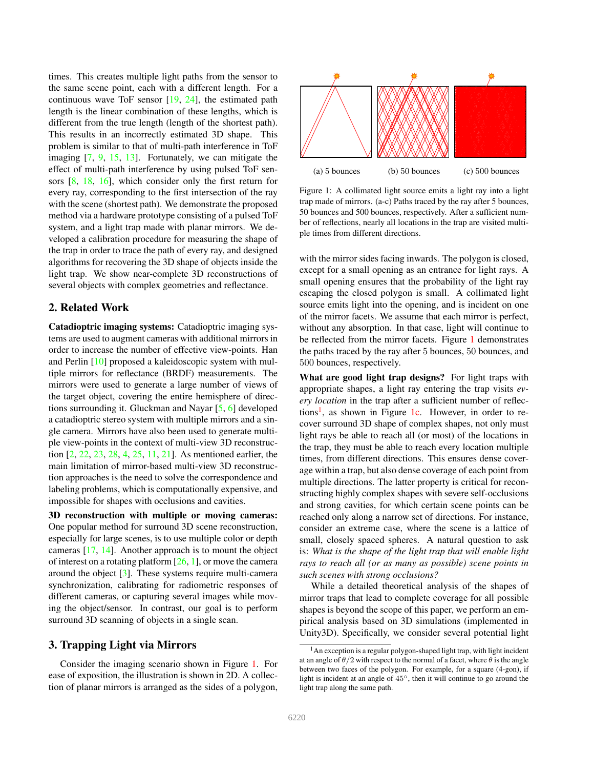times. This creates multiple light paths from the sensor to the same scene point, each with a different length. For a continuous wave ToF sensor [19, 24], the estimated path length is the linear combination of these lengths, which is different from the true length (length of the shortest path). This results in an incorrectly estimated 3D shape. This problem is similar to that of multi-path interference in ToF imaging [7, 9, 15, 13]. Fortunately, we can mitigate the effect of multi-path interference by using pulsed ToF sensors [8, 18, 16], which consider only the first return for every ray, corresponding to the first intersection of the ray with the scene (shortest path). We demonstrate the proposed method via a hardware prototype consisting of a pulsed ToF system, and a light trap made with planar mirrors. We developed a calibration procedure for measuring the shape of the trap in order to trace the path of every ray, and designed algorithms for recovering the 3D shape of objects inside the light trap. We show near-complete 3D reconstructions of several objects with complex geometries and reflectance.

## 2. Related Work

**Catadioptric imaging systems:** Catadioptric imaging systems are used to augment cameras with additional mirrors in order to increase the number of effective view-points. Han and Perlin [10] proposed a kaleidoscopic system with multiple mirrors for reflectance (BRDF) measurements. The mirrors were used to generate a large number of views of the target object, covering the entire hemisphere of directions surrounding it. Gluckman and Nayar [5, 6] developed a catadioptric stereo system with multiple mirrors and a single camera. Mirrors have also been used to generate multiple view-points in the context of multi-view 3D reconstruction [2, 22, 23, 28, 4, 25, 11, 21]. As mentioned earlier, the main limitation of mirror-based multi-view 3D reconstruction approaches is the need to solve the correspondence and labeling problems, which is computationally expensive, and impossible for shapes with occlusions and cavities.

**3D reconstruction with multiple or moving cameras:** One popular method for surround 3D scene reconstruction, especially for large scenes, is to use multiple color or depth cameras [17, 14]. Another approach is to mount the object of interest on a rotating platform [26, 1], or move the camera around the object [3]. These systems require multi-camera synchronization, calibrating for radiometric responses of different cameras, or capturing several images while moving the object/sensor. In contrast, our goal is to perform surround 3D scanning of objects in a single scan.

## 3. Trapping Light via Mirrors

Consider the imaging scenario shown in Figure 1. For ease of exposition, the illustration is shown in 2D. A collection of planar mirrors is arranged as the sides of a polygon, with the mirror sides facing inwards. The polygon is closed, except for a small opening as an entrance for light rays. A small opening ensures that the probability of the light ray escaping the closed polygon is small. A collimated light source emits light into the opening, and is incident on one of the mirror facets. We assume that each mirror is perfect, without any absorption. In that case, light will continue to be reflected from the mirror facets. Figure 1 demonstrates the paths traced by the ray after 5 bounces, 50 bounces, and 500 bounces, respectively.

(a) 5 bounces (b) 50 bounces (c) 500 bounces

Figure 1: A collimated light source emits a light ray into a light trap made of mirrors. (a-c) Paths traced by the ray after 5 bounces, 50 bounces and 500 bounces, respectively. After a sufficient number of reflections, nearly all locations in the trap are visited multiple times from different directions.

**What are good light trap designs?** For light traps with appropriate shapes, a light ray entering the trap visits *every location* in the trap after a sufficient number of reflections[1], as shown in Figure 1c. However, in order to recover surround 3D shape of complex shapes, not only must light rays be able to reach all (or most) of the locations in the trap, they must be able to reach every location multiple times, from different directions. This ensures dense coverage within a trap, but also dense coverage of each point from multiple directions. The latter property is critical for reconstructing highly complex shapes with severe self-occlusions and strong cavities, for which certain scene points can be reached only along a narrow set of directions. For instance, consider an extreme case, where the scene is a lattice of small, closely spaced spheres. A natural question to ask is: *What is the shape of the light trap that will enable light rays to reach all (or as many as possible) scene points in such scenes with strong occlusions?*

While a detailed theoretical analysis of the shapes of mirror traps that lead to complete coverage for all possible shapes is beyond the scope of this paper, we perform an empirical analysis based on 3D simulations (implemented in Unity3D). Specifically, we consider several potential light

[1] An exception is a regular polygon-shaped light trap, with light incident at an angle of $\theta/2$ with respect to the normal of a facet, where $\theta$ is the angle between two faces of the polygon. For example, for a square (4-gon), if light is incident at an angle of $45°$, then it will continue to go around the light trap along the same path.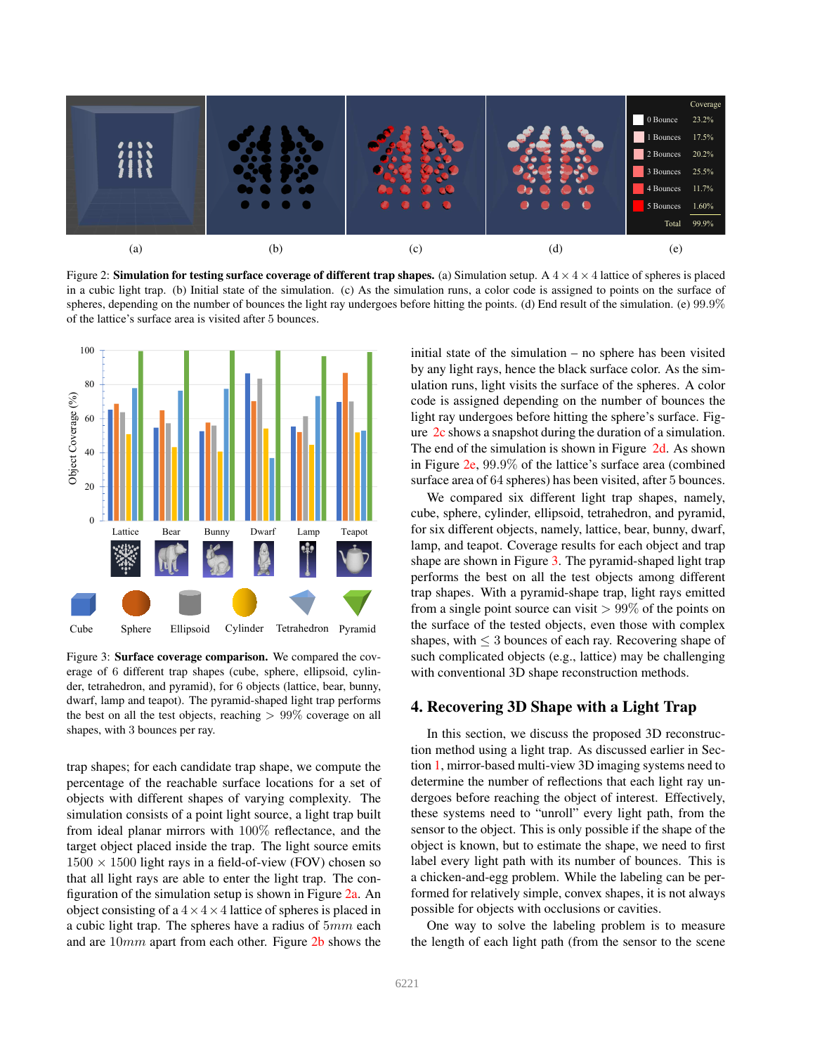Figure 2: **Simulation for testing surface coverage of different trap shapes.** (a) Simulation setup. A $4 \times 4 \times 4$ lattice of spheres is placed in a cubic light trap. (b) Initial state of the simulation. (c) As the simulation runs, a color code is assigned to points on the surface of spheres, depending on the number of bounces the light ray undergoes before hitting the points. (d) End result of the simulation. (e) 99.9% of the lattice's surface area is visited after 5 bounces.

Figure 3: **Surface coverage comparison.** We compared the coverage of 6 different trap shapes (cube, sphere, ellipsoid, cylinder, tetrahedron, and pyramid), for 6 objects (lattice, bear, bunny, dwarf, lamp and teapot). The pyramid-shaped light trap performs the best on all the test objects, reaching $> 99\%$ coverage on all shapes, with 3 bounces per ray.

trap shapes; for each candidate trap shape, we compute the percentage of the reachable surface locations for a set of objects with different shapes of varying complexity. The simulation consists of a point light source, a light trap built from ideal planar mirrors with 100% reflectance, and the target object placed inside the trap. The light source emits $1500 \times 1500$ light rays in a field-of-view (FOV) chosen so that all light rays are able to enter the light trap. The configuration of the simulation setup is shown in Figure 2a. An object consisting of a $4 \times 4 \times 4$ lattice of spheres is placed in a cubic light trap. The spheres have a radius of $5mm$ each and are $10mm$ apart from each other. Figure 2b shows the initial state of the simulation – no sphere has been visited by any light rays, hence the black surface color. As the simulation runs, light visits the surface of the spheres. A color code is assigned depending on the number of bounces the light ray undergoes before hitting the sphere's surface. Figure 2c shows a snapshot during the duration of a simulation. The end of the simulation is shown in Figure 2d. As shown in Figure 2e, 99.9% of the lattice's surface area (combined surface area of 64 spheres) has been visited, after 5 bounces.

We compared six different light trap shapes, namely, cube, sphere, cylinder, ellipsoid, tetrahedron, and pyramid, for six different objects, namely, lattice, bear, bunny, dwarf, lamp, and teapot. Coverage results for each object and trap shape are shown in Figure 3. The pyramid-shaped light trap performs the best on all the test objects among different trap shapes. With a pyramid-shape trap, light rays emitted from a single point source can visit $> 99\%$ of the points on the surface of the tested objects, even those with complex shapes, with $\leq 3$ bounces of each ray. Recovering shape of such complicated objects (e.g., lattice) may be challenging with conventional 3D shape reconstruction methods.

## 4. Recovering 3D Shape with a Light Trap

In this section, we discuss the proposed 3D reconstruction method using a light trap. As discussed earlier in Section 1, mirror-based multi-view 3D imaging systems need to determine the number of reflections that each light ray undergoes before reaching the object of interest. Effectively, these systems need to "unroll" every light path, from the sensor to the object. This is only possible if the shape of the object is known, but to estimate the shape, we need to first label every light path with its number of bounces. This is a chicken-and-egg problem. While the labeling can be performed for relatively simple, convex shapes, it is not always possible for objects with occlusions or cavities.

One way to solve the labeling problem is to measure the length of each light path (from the sensor to the scene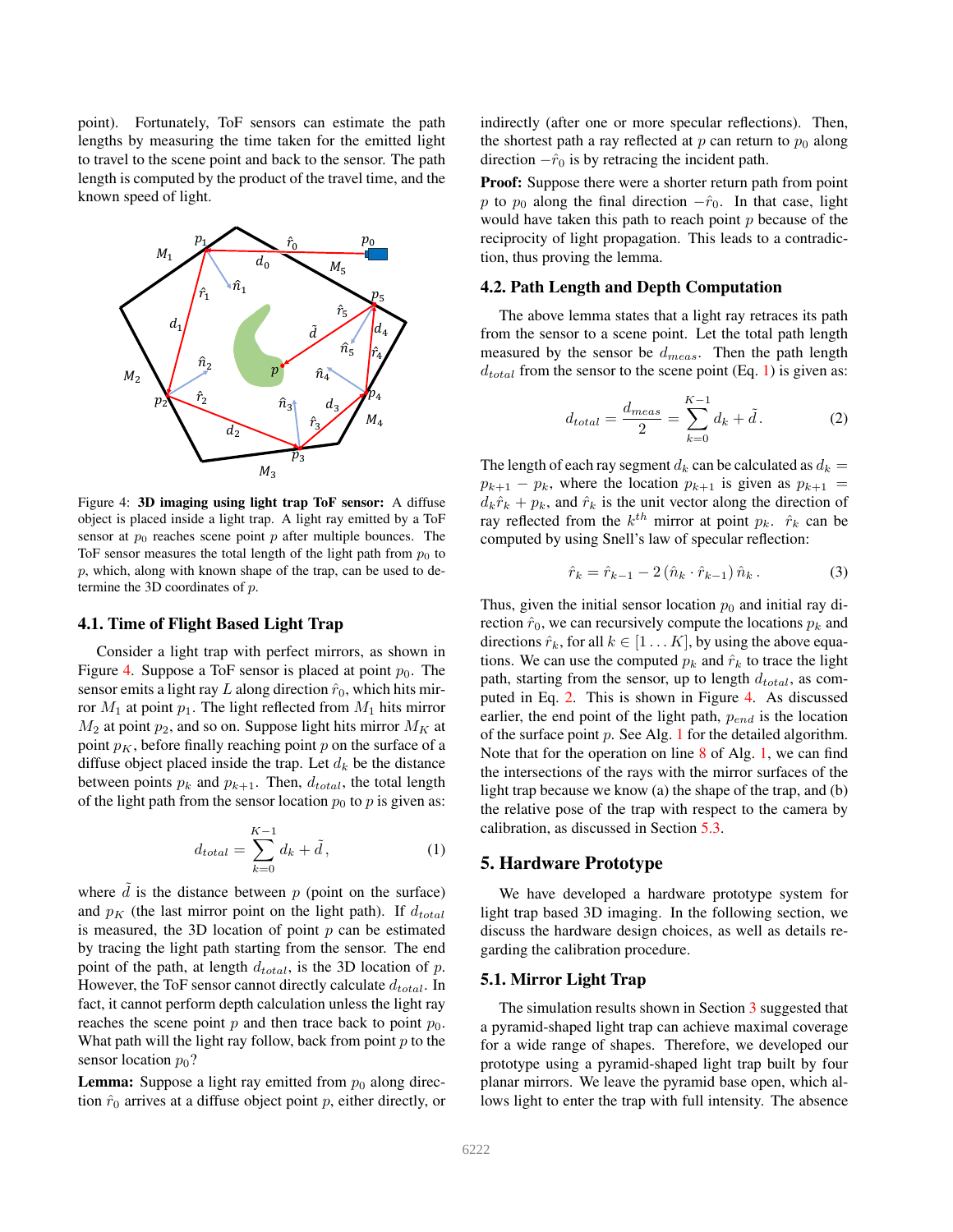point). Fortunately, ToF sensors can estimate the path lengths by measuring the time taken for the emitted light to travel to the scene point and back to the sensor. The path length is computed by the product of the travel time, and the known speed of light.

Figure 4: **3D imaging using light trap ToF sensor:** A diffuse object is placed inside a light trap. A light ray emitted by a ToF sensor at $p_0$ reaches scene point $p$ after multiple bounces. The ToF sensor measures the total length of the light path from $p_0$ to $p$, which, along with known shape of the trap, can be used to determine the 3D coordinates of $p$.

### 4.1. Time of Flight Based Light Trap

Consider a light trap with perfect mirrors, as shown in Figure 4. Suppose a ToF sensor is placed at point $p_0$. The sensor emits a light ray $L$ along direction $\hat{r}_0$, which hits mirror $M_1$ at point $p_1$. The light reflected from $M_1$ hits mirror $M_2$ at point $p_2$, and so on. Suppose light hits mirror $M_K$ at point $p_K$, before finally reaching point $p$ on the surface of a diffuse object placed inside the trap. Let $d_k$ be the distance between points $p_k$ and $p_{k+1}$. Then, $d_{total}$, the total length of the light path from the sensor location $p_0$ to $p$ is given as:

$$d_{total} = \sum_{k=0}^{K-1} d_k + \tilde{d}\,, \tag{1}$$

where $\tilde{d}$ is the distance between $p$ (point on the surface) and $p_K$ (the last mirror point on the light path). If $d_{total}$ is measured, the 3D location of point $p$ can be estimated by tracing the light path starting from the sensor. The end point of the path, at length $d_{total}$, is the 3D location of $p$. However, the ToF sensor cannot directly calculate $d_{total}$. In fact, it cannot perform depth calculation unless the light ray reaches the scene point $p$ and then trace back to point $p_0$. What path will the light ray follow, back from point $p$ to the sensor location $p_0$?

**Lemma:** Suppose a light ray emitted from $p_0$ along direction $\hat{r}_0$ arrives at a diffuse object point $p$, either directly, or indirectly (after one or more specular reflections). Then, the shortest path a ray reflected at $p$ can return to $p_0$ along direction $-\hat{r}_0$ is by retracing the incident path.

**Proof:** Suppose there were a shorter return path from point $p$ to $p_0$ along the final direction $-\hat{r}_0$. In that case, light would have taken this path to reach point $p$ because of the reciprocity of light propagation. This leads to a contradiction, thus proving the lemma.

### 4.2. Path Length and Depth Computation

The above lemma states that a light ray retraces its path from the sensor to a scene point. Let the total path length measured by the sensor be $d_{meas}$. Then the path length $d_{total}$ from the sensor to the scene point (Eq. 1) is given as:

$$d_{total} = \frac{d_{meas}}{2} = \sum_{k=0}^{K-1} d_k + \tilde{d}\,. \tag{2}$$

The length of each ray segment $d_k$ can be calculated as $d_k = p_{k+1} - p_k$, where the location $p_{k+1}$ is given as $p_{k+1} = d_k \hat{r}_k + p_k$, and $\hat{r}_k$ is the unit vector along the direction of ray reflected from the $k^{th}$ mirror at point $p_k$. $\hat{r}_k$ can be computed by using Snell's law of specular reflection:

$$\hat{r}_k = \hat{r}_{k-1} - 2\,(\hat{n}_k \cdot \hat{r}_{k-1})\,\hat{n}_k\,. \tag{3}$$

Thus, given the initial sensor location $p_0$ and initial ray direction $\hat{r}_0$, we can recursively compute the locations $p_k$ and directions $\hat{r}_k$, for all $k \in [1 \ldots K]$, by using the above equations. We can use the computed $p_k$ and $\hat{r}_k$ to trace the light path, starting from the sensor, up to length $d_{total}$, as computed in Eq. 2. This is shown in Figure 4. As discussed earlier, the end point of the light path, $p_{end}$ is the location of the surface point $p$. See Alg. 1 for the detailed algorithm. Note that for the operation on line 8 of Alg. 1, we can find the intersections of the rays with the mirror surfaces of the light trap because we know (a) the shape of the trap, and (b) the relative pose of the trap with respect to the camera by calibration, as discussed in Section 5.3.

## 5. Hardware Prototype

We have developed a hardware prototype system for light trap based 3D imaging. In the following section, we discuss the hardware design choices, as well as details regarding the calibration procedure.

### 5.1. Mirror Light Trap

The simulation results shown in Section 3 suggested that a pyramid-shaped light trap can achieve maximal coverage for a wide range of shapes. Therefore, we developed our prototype using a pyramid-shaped light trap built by four planar mirrors. We leave the pyramid base open, which allows light to enter the trap with full intensity. The absence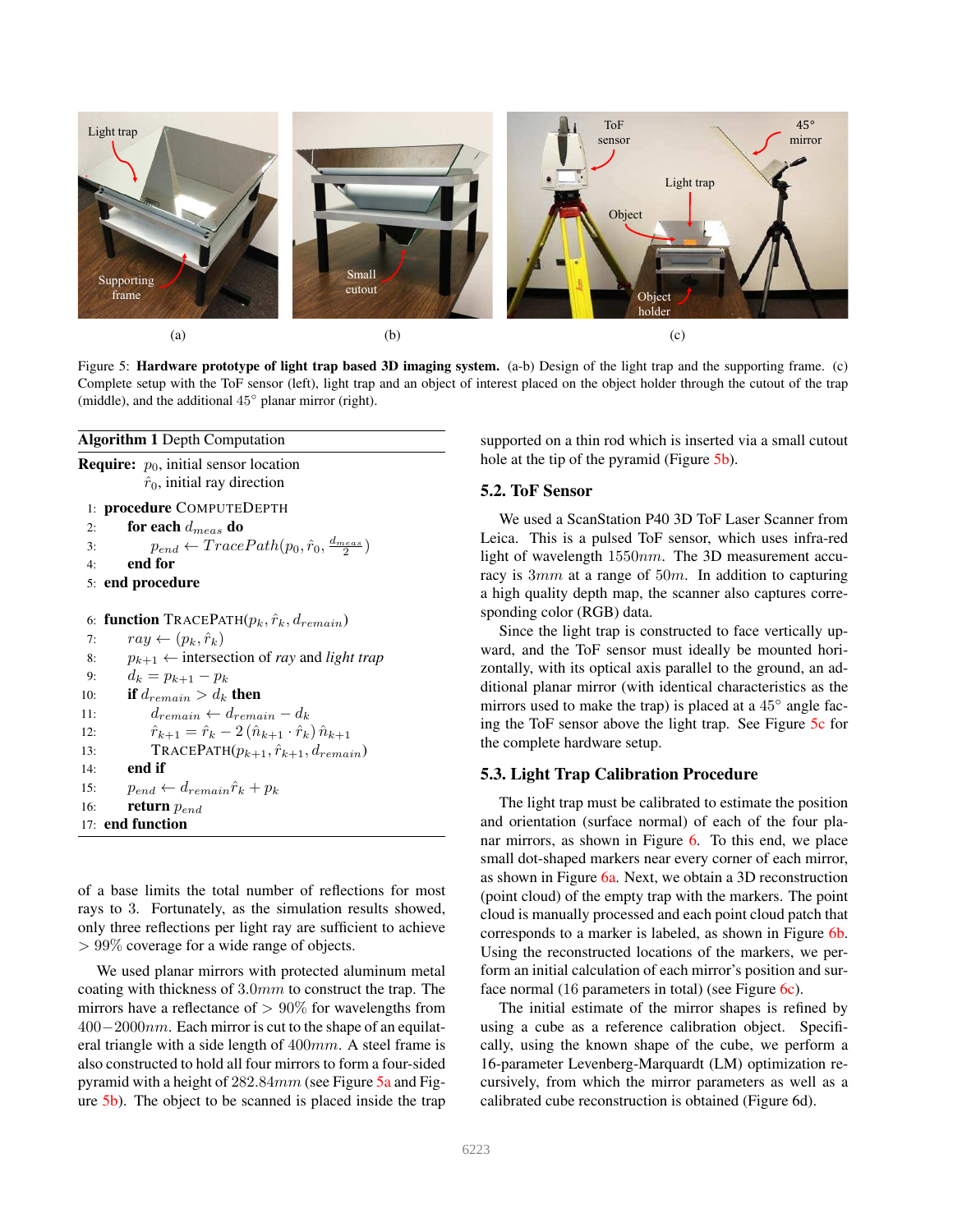Figure 5: **Hardware prototype of light trap based 3D imaging system.** (a-b) Design of the light trap and the supporting frame. (c) Complete setup with the ToF sensor (left), light trap and an object of interest placed on the object holder through the cutout of the trap (middle), and the additional 45° planar mirror (right).

**Algorithm 1** Depth Computation

**Require:** $p_0$, initial sensor location
$\hat{r}_0$, initial ray direction

```
1:  procedure COMPUTEDEPTH
2:      for each d_meas do
3:          p_end ← TracePath(p_0, r̂_0, d_meas/2)
4:      end for
5:  end procedure

6:  function TRACEPATH(p_k, r̂_k, d_remain)
7:      ray ← (p_k, r̂_k)
8:      p_{k+1} ← intersection of ray and light trap
9:      d_k = p_{k+1} − p_k
10:     if d_remain > d_k then
11:         d_remain ← d_remain − d_k
12:         r̂_{k+1} = r̂_k − 2 (n̂_{k+1} · r̂_k) n̂_{k+1}
13:         TRACEPATH(p_{k+1}, r̂_{k+1}, d_remain)
14:     end if
15:     p_end ← d_remain r̂_k + p_k
16:     return p_end
17: end function
```

of a base limits the total number of reflections for most rays to 3. Fortunately, as the simulation results showed, only three reflections per light ray are sufficient to achieve $> 99\%$ coverage for a wide range of objects.

We used planar mirrors with protected aluminum metal coating with thickness of $3.0mm$ to construct the trap. The mirrors have a reflectance of $> 90\%$ for wavelengths from $400-2000nm$. Each mirror is cut to the shape of an equilateral triangle with a side length of $400mm$. A steel frame is also constructed to hold all four mirrors to form a four-sided pyramid with a height of $282.84mm$ (see Figure 5a and Figure 5b). The object to be scanned is placed inside the trap supported on a thin rod which is inserted via a small cutout hole at the tip of the pyramid (Figure 5b).

## 5.2. ToF Sensor

We used a ScanStation P40 3D ToF Laser Scanner from Leica. This is a pulsed ToF sensor, which uses infra-red light of wavelength $1550nm$. The 3D measurement accuracy is $3mm$ at a range of $50m$. In addition to capturing a high quality depth map, the scanner also captures corresponding color (RGB) data.

Since the light trap is constructed to face vertically upward, and the ToF sensor must ideally be mounted horizontally, with its optical axis parallel to the ground, an additional planar mirror (with identical characteristics as the mirrors used to make the trap) is placed at a 45° angle facing the ToF sensor above the light trap. See Figure 5c for the complete hardware setup.

## 5.3. Light Trap Calibration Procedure

The light trap must be calibrated to estimate the position and orientation (surface normal) of each of the four planar mirrors, as shown in Figure 6. To this end, we place small dot-shaped markers near every corner of each mirror, as shown in Figure 6a. Next, we obtain a 3D reconstruction (point cloud) of the empty trap with the markers. The point cloud is manually processed and each point cloud patch that corresponds to a marker is labeled, as shown in Figure 6b. Using the reconstructed locations of the markers, we perform an initial calculation of each mirror's position and surface normal (16 parameters in total) (see Figure 6c).

The initial estimate of the mirror shapes is refined by using a cube as a reference calibration object. Specifically, using the known shape of the cube, we perform a 16-parameter Levenberg-Marquardt (LM) optimization recursively, from which the mirror parameters as well as a calibrated cube reconstruction is obtained (Figure 6d).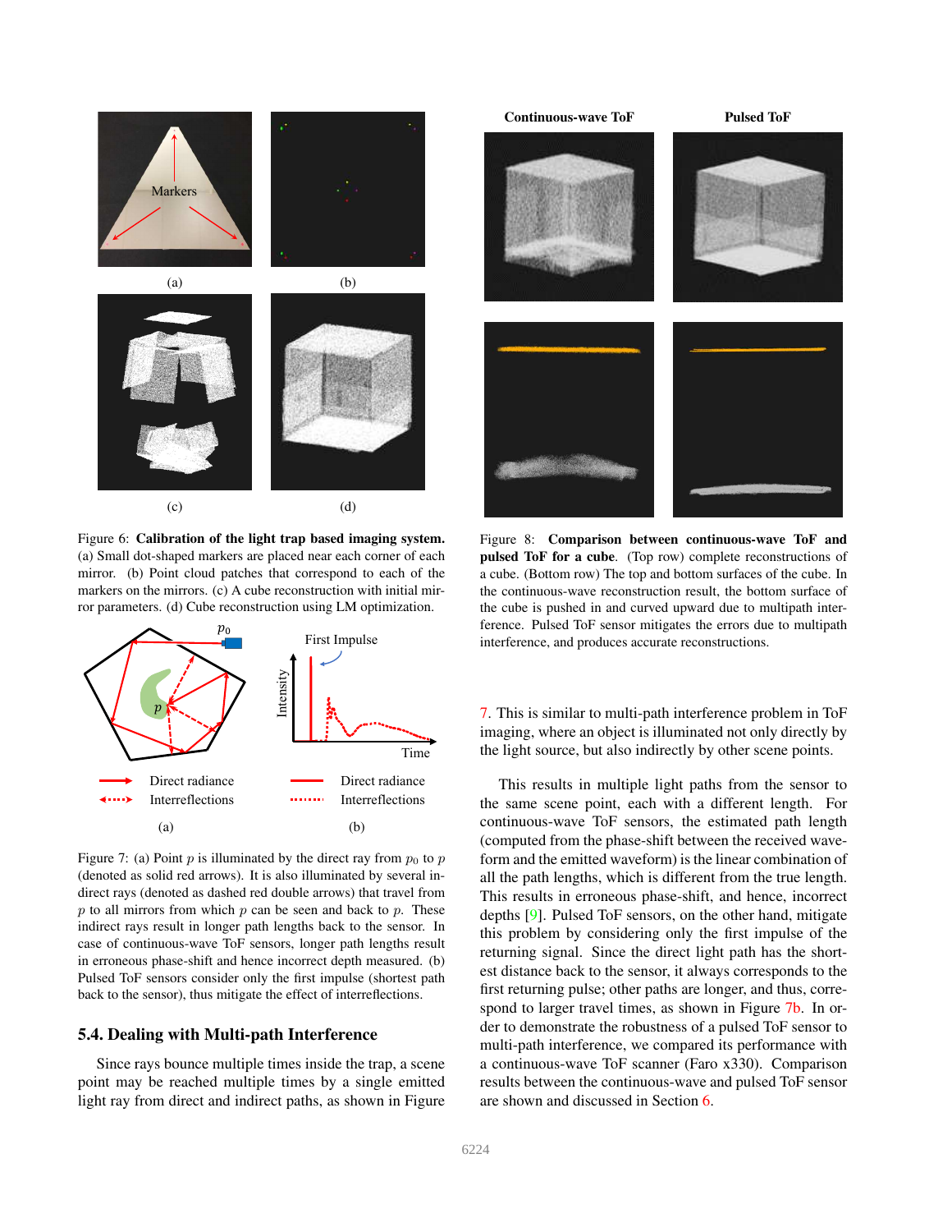Figure 6: **Calibration of the light trap based imaging system.** (a) Small dot-shaped markers are placed near each corner of each mirror. (b) Point cloud patches that correspond to each of the markers on the mirrors. (c) A cube reconstruction with initial mirror parameters. (d) Cube reconstruction using LM optimization.

Figure 7: (a) Point $p$ is illuminated by the direct ray from $p_0$ to $p$ (denoted as solid red arrows). It is also illuminated by several indirect rays (denoted as dashed red double arrows) that travel from $p$ to all mirrors from which $p$ can be seen and back to $p$. These indirect rays result in longer path lengths back to the sensor. In case of continuous-wave ToF sensors, longer path lengths result in erroneous phase-shift and hence incorrect depth measured. (b) Pulsed ToF sensors consider only the first impulse (shortest path back to the sensor), thus mitigate the effect of interreflections.

### 5.4. Dealing with Multi-path Interference

Since rays bounce multiple times inside the trap, a scene point may be reached multiple times by a single emitted light ray from direct and indirect paths, as shown in Figure 7. This is similar to multi-path interference problem in ToF imaging, where an object is illuminated not only directly by the light source, but also indirectly by other scene points.

This results in multiple light paths from the sensor to the same scene point, each with a different length. For continuous-wave ToF sensors, the estimated path length (computed from the phase-shift between the received waveform and the emitted waveform) is the linear combination of all the path lengths, which is different from the true length. This results in erroneous phase-shift, and hence, incorrect depths [9]. Pulsed ToF sensors, on the other hand, mitigate this problem by considering only the first impulse of the returning signal. Since the direct light path has the shortest distance back to the sensor, it always corresponds to the first returning pulse; other paths are longer, and thus, correspond to larger travel times, as shown in Figure 7b. In order to demonstrate the robustness of a pulsed ToF sensor to multi-path interference, we compared its performance with a continuous-wave ToF scanner (Faro x330). Comparison results between the continuous-wave and pulsed ToF sensor are shown and discussed in Section 6.

Figure 8: **Comparison between continuous-wave ToF and pulsed ToF for a cube.** (Top row) complete reconstructions of a cube. (Bottom row) The top and bottom surfaces of the cube. In the continuous-wave reconstruction result, the bottom surface of the cube is pushed in and curved upward due to multipath interference. Pulsed ToF sensor mitigates the errors due to multipath interference, and produces accurate reconstructions.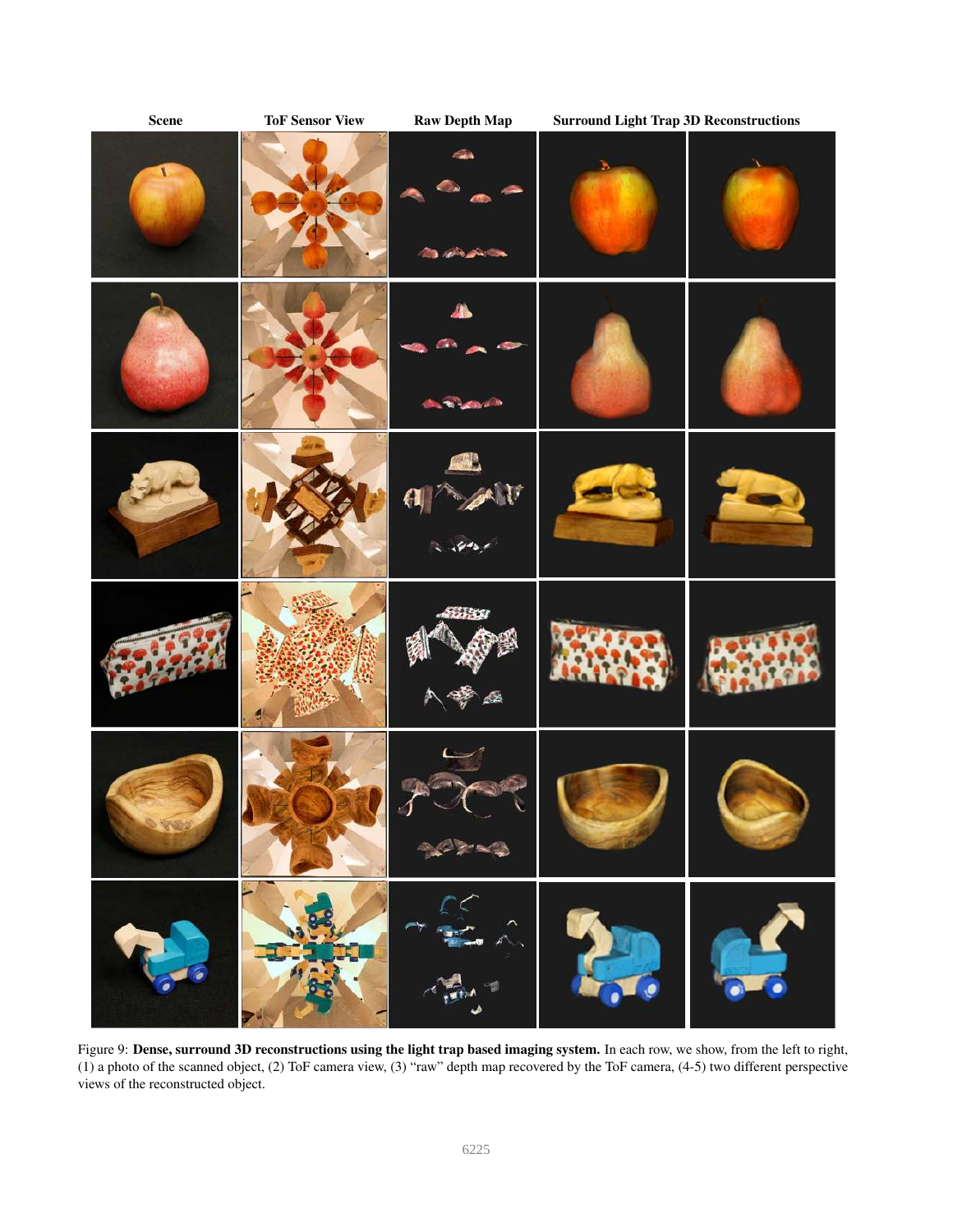| Scene | ToF Sensor View | Raw Depth Map | Surround Light Trap 3D Reconstructions | |
| --- | --- | --- | --- | --- |

Figure 9: **Dense, surround 3D reconstructions using the light trap based imaging system.** In each row, we show, from the left to right, (1) a photo of the scanned object, (2) ToF camera view, (3) "raw" depth map recovered by the ToF camera, (4-5) two different perspective views of the reconstructed object.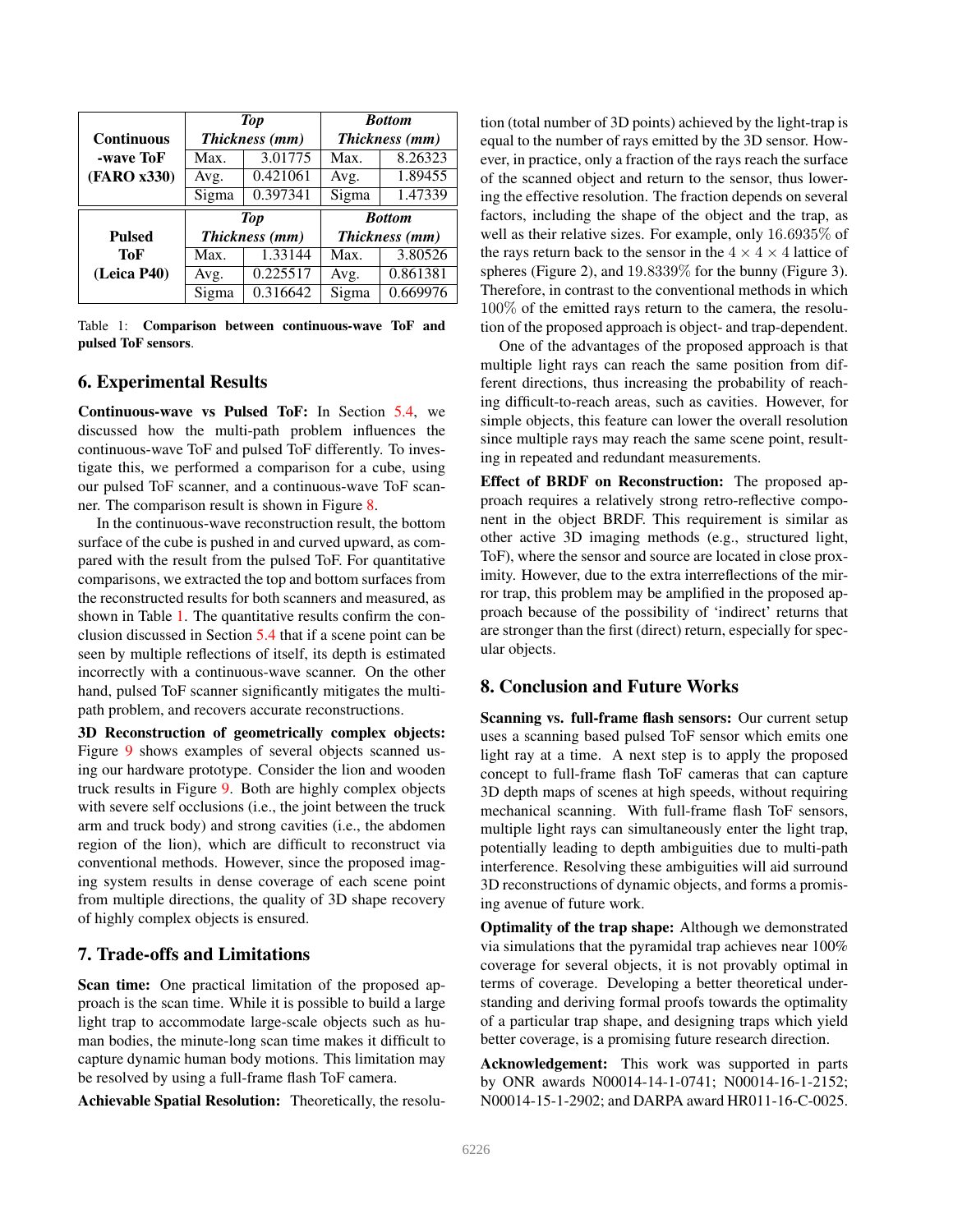| Continuous -wave ToF (FARO x330) | *Top Thickness (mm)* | | *Bottom Thickness (mm)* | |
|---|---|---|---|---|
| | Max. | 3.01775 | Max. | 8.26323 |
| | Avg. | 0.421061 | Avg. | 1.89455 |
| | Sigma | 0.397341 | Sigma | 1.47339 |
| **Pulsed ToF (Leica P40)** | *Top Thickness (mm)* | | *Bottom Thickness (mm)* | |
| | Max. | 1.33144 | Max. | 3.80526 |
| | Avg. | 0.225517 | Avg. | 0.861381 |
| | Sigma | 0.316642 | Sigma | 0.669976 |

Table 1: **Comparison between continuous-wave ToF and pulsed ToF sensors**.

## 6. Experimental Results

**Continuous-wave vs Pulsed ToF:** In Section 5.4, we discussed how the multi-path problem influences the continuous-wave ToF and pulsed ToF differently. To investigate this, we performed a comparison for a cube, using our pulsed ToF scanner, and a continuous-wave ToF scanner. The comparison result is shown in Figure 8.

In the continuous-wave reconstruction result, the bottom surface of the cube is pushed in and curved upward, as compared with the result from the pulsed ToF. For quantitative comparisons, we extracted the top and bottom surfaces from the reconstructed results for both scanners and measured, as shown in Table 1. The quantitative results confirm the conclusion discussed in Section 5.4 that if a scene point can be seen by multiple reflections of itself, its depth is estimated incorrectly with a continuous-wave scanner. On the other hand, pulsed ToF scanner significantly mitigates the multi-path problem, and recovers accurate reconstructions.

**3D Reconstruction of geometrically complex objects:** Figure 9 shows examples of several objects scanned using our hardware prototype. Consider the lion and wooden truck results in Figure 9. Both are highly complex objects with severe self occlusions (i.e., the joint between the truck arm and truck body) and strong cavities (i.e., the abdomen region of the lion), which are difficult to reconstruct via conventional methods. However, since the proposed imaging system results in dense coverage of each scene point from multiple directions, the quality of 3D shape recovery of highly complex objects is ensured.

## 7. Trade-offs and Limitations

**Scan time:** One practical limitation of the proposed approach is the scan time. While it is possible to build a large light trap to accommodate large-scale objects such as human bodies, the minute-long scan time makes it difficult to capture dynamic human body motions. This limitation may be resolved by using a full-frame flash ToF camera.

**Achievable Spatial Resolution:** Theoretically, the resolution (total number of 3D points) achieved by the light-trap is equal to the number of rays emitted by the 3D sensor. However, in practice, only a fraction of the rays reach the surface of the scanned object and return to the sensor, thus lowering the effective resolution. The fraction depends on several factors, including the shape of the object and the trap, as well as their relative sizes. For example, only $16.6935\%$ of the rays return back to the sensor in the $4 \times 4 \times 4$ lattice of spheres (Figure 2), and $19.8339\%$ for the bunny (Figure 3). Therefore, in contrast to the conventional methods in which $100\%$ of the emitted rays return to the camera, the resolution of the proposed approach is object- and trap-dependent.

One of the advantages of the proposed approach is that multiple light rays can reach the same position from different directions, thus increasing the probability of reaching difficult-to-reach areas, such as cavities. However, for simple objects, this feature can lower the overall resolution since multiple rays may reach the same scene point, resulting in repeated and redundant measurements.

**Effect of BRDF on Reconstruction:** The proposed approach requires a relatively strong retro-reflective component in the object BRDF. This requirement is similar as other active 3D imaging methods (e.g., structured light, ToF), where the sensor and source are located in close proximity. However, due to the extra interreflections of the mirror trap, this problem may be amplified in the proposed approach because of the possibility of 'indirect' returns that are stronger than the first (direct) return, especially for specular objects.

## 8. Conclusion and Future Works

**Scanning vs. full-frame flash sensors:** Our current setup uses a scanning based pulsed ToF sensor which emits one light ray at a time. A next step is to apply the proposed concept to full-frame flash ToF cameras that can capture 3D depth maps of scenes at high speeds, without requiring mechanical scanning. With full-frame flash ToF sensors, multiple light rays can simultaneously enter the light trap, potentially leading to depth ambiguities due to multi-path interference. Resolving these ambiguities will aid surround 3D reconstructions of dynamic objects, and forms a promising avenue of future work.

**Optimality of the trap shape:** Although we demonstrated via simulations that the pyramidal trap achieves near 100% coverage for several objects, it is not provably optimal in terms of coverage. Developing a better theoretical understanding and deriving formal proofs towards the optimality of a particular trap shape, and designing traps which yield better coverage, is a promising future research direction.

**Acknowledgement:** This work was supported in parts by ONR awards N00014-14-1-0741; N00014-16-1-2152; N00014-15-1-2902; and DARPA award HR011-16-C-0025.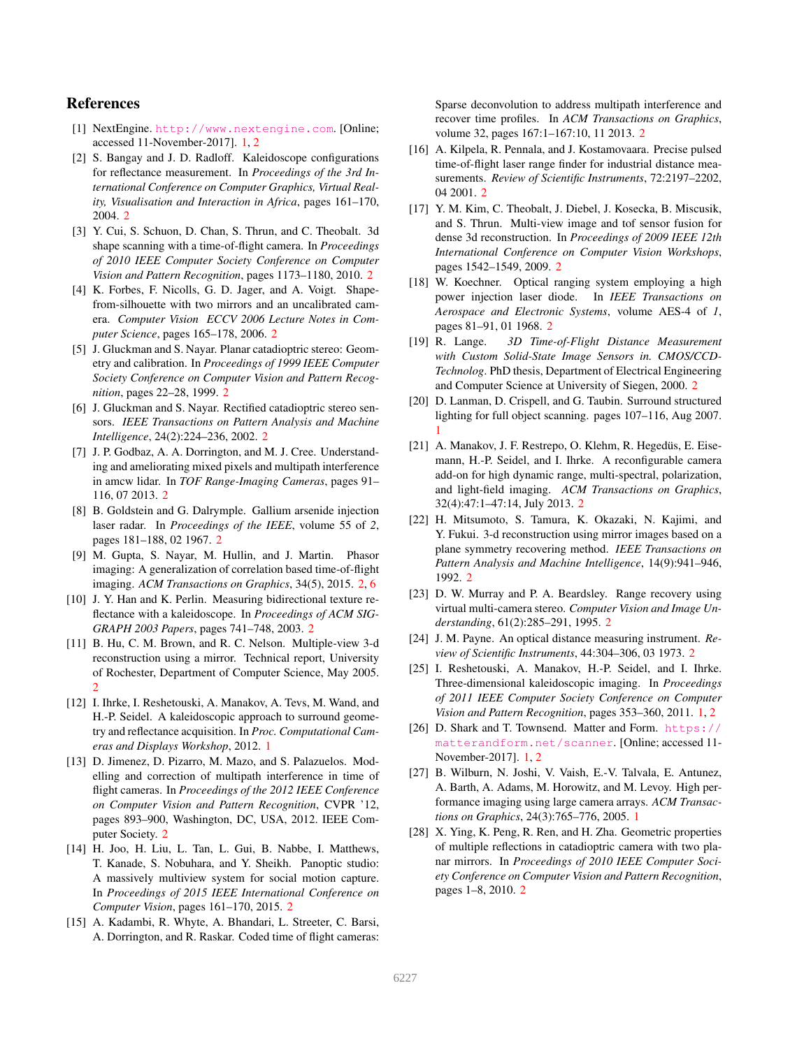## References

[1] NextEngine. http://www.nextengine.com. [Online; accessed 11-November-2017]. 1, 2

[2] S. Bangay and J. D. Radloff. Kaleidoscope configurations for reflectance measurement. In *Proceedings of the 3rd International Conference on Computer Graphics, Virtual Reality, Visualisation and Interaction in Africa*, pages 161–170, 2004. 2

[3] Y. Cui, S. Schuon, D. Chan, S. Thrun, and C. Theobalt. 3d shape scanning with a time-of-flight camera. In *Proceedings of 2010 IEEE Computer Society Conference on Computer Vision and Pattern Recognition*, pages 1173–1180, 2010. 2

[4] K. Forbes, F. Nicolls, G. D. Jager, and A. Voigt. Shape-from-silhouette with two mirrors and an uncalibrated camera. *Computer Vision ECCV 2006 Lecture Notes in Computer Science*, pages 165–178, 2006. 2

[5] J. Gluckman and S. Nayar. Planar catadioptric stereo: Geometry and calibration. In *Proceedings of 1999 IEEE Computer Society Conference on Computer Vision and Pattern Recognition*, pages 22–28, 1999. 2

[6] J. Gluckman and S. Nayar. Rectified catadioptric stereo sensors. *IEEE Transactions on Pattern Analysis and Machine Intelligence*, 24(2):224–236, 2002. 2

[7] J. P. Godbaz, A. A. Dorrington, and M. J. Cree. Understanding and ameliorating mixed pixels and multipath interference in amcw lidar. In *TOF Range-Imaging Cameras*, pages 91–116, 07 2013. 2

[8] B. Goldstein and G. Dalrymple. Gallium arsenide injection laser radar. In *Proceedings of the IEEE*, volume 55 of *2*, pages 181–188, 02 1967. 2

[9] M. Gupta, S. Nayar, M. Hullin, and J. Martin. Phasor imaging: A generalization of correlation based time-of-flight imaging. *ACM Transactions on Graphics*, 34(5), 2015. 2, 6

[10] J. Y. Han and K. Perlin. Measuring bidirectional texture reflectance with a kaleidoscope. In *Proceedings of ACM SIGGRAPH 2003 Papers*, pages 741–748, 2003. 2

[11] B. Hu, C. M. Brown, and R. C. Nelson. Multiple-view 3-d reconstruction using a mirror. Technical report, University of Rochester, Department of Computer Science, May 2005. 2

[12] I. Ihrke, I. Reshetouski, A. Manakov, A. Tevs, M. Wand, and H.-P. Seidel. A kaleidoscopic approach to surround geometry and reflectance acquisition. In *Proc. Computational Cameras and Displays Workshop*, 2012. 1

[13] D. Jimenez, D. Pizarro, M. Mazo, and S. Palazuelos. Modelling and correction of multipath interference in time of flight cameras. In *Proceedings of the 2012 IEEE Conference on Computer Vision and Pattern Recognition*, CVPR '12, pages 893–900, Washington, DC, USA, 2012. IEEE Computer Society. 2

[14] H. Joo, H. Liu, L. Tan, L. Gui, B. Nabbe, I. Matthews, T. Kanade, S. Nobuhara, and Y. Sheikh. Panoptic studio: A massively multiview system for social motion capture. In *Proceedings of 2015 IEEE International Conference on Computer Vision*, pages 161–170, 2015. 2

[15] A. Kadambi, R. Whyte, A. Bhandari, L. Streeter, C. Barsi, A. Dorrington, and R. Raskar. Coded time of flight cameras: Sparse deconvolution to address multipath interference and recover time profiles. In *ACM Transactions on Graphics*, volume 32, pages 167:1–167:10, 11 2013. 2

[16] A. Kilpela, R. Pennala, and J. Kostamovaara. Precise pulsed time-of-flight laser range finder for industrial distance measurements. *Review of Scientific Instruments*, 72:2197–2202, 04 2001. 2

[17] Y. M. Kim, C. Theobalt, J. Diebel, J. Kosecka, B. Miscusik, and S. Thrun. Multi-view image and tof sensor fusion for dense 3d reconstruction. In *Proceedings of 2009 IEEE 12th International Conference on Computer Vision Workshops*, pages 1542–1549, 2009. 2

[18] W. Koechner. Optical ranging system employing a high power injection laser diode. In *IEEE Transactions on Aerospace and Electronic Systems*, volume AES-4 of *1*, pages 81–91, 01 1968. 2

[19] R. Lange. *3D Time-of-Flight Distance Measurement with Custom Solid-State Image Sensors in. CMOS/CCD-Technolog*. PhD thesis, Department of Electrical Engineering and Computer Science at University of Siegen, 2000. 2

[20] D. Lanman, D. Crispell, and G. Taubin. Surround structured lighting for full object scanning. pages 107–116, Aug 2007. 1

[21] A. Manakov, J. F. Restrepo, O. Klehm, R. Hegedüs, E. Eisemann, H.-P. Seidel, and I. Ihrke. A reconfigurable camera add-on for high dynamic range, multi-spectral, polarization, and light-field imaging. *ACM Transactions on Graphics*, 32(4):47:1–47:14, July 2013. 2

[22] H. Mitsumoto, S. Tamura, K. Okazaki, N. Kajimi, and Y. Fukui. 3-d reconstruction using mirror images based on a plane symmetry recovering method. *IEEE Transactions on Pattern Analysis and Machine Intelligence*, 14(9):941–946, 1992. 2

[23] D. W. Murray and P. A. Beardsley. Range recovery using virtual multi-camera stereo. *Computer Vision and Image Understanding*, 61(2):285–291, 1995. 2

[24] J. M. Payne. An optical distance measuring instrument. *Review of Scientific Instruments*, 44:304–306, 03 1973. 2

[25] I. Reshetouski, A. Manakov, H.-P. Seidel, and I. Ihrke. Three-dimensional kaleidoscopic imaging. In *Proceedings of 2011 IEEE Computer Society Conference on Computer Vision and Pattern Recognition*, pages 353–360, 2011. 1, 2

[26] D. Shark and T. Townsend. Matter and Form. https://matterandform.net/scanner. [Online; accessed 11-November-2017]. 1, 2

[27] B. Wilburn, N. Joshi, V. Vaish, E.-V. Talvala, E. Antunez, A. Barth, A. Adams, M. Horowitz, and M. Levoy. High performance imaging using large camera arrays. *ACM Transactions on Graphics*, 24(3):765–776, 2005. 1

[28] X. Ying, K. Peng, R. Ren, and H. Zha. Geometric properties of multiple reflections in catadioptric camera with two planar mirrors. In *Proceedings of 2010 IEEE Computer Society Conference on Computer Vision and Pattern Recognition*, pages 1–8, 2010. 2